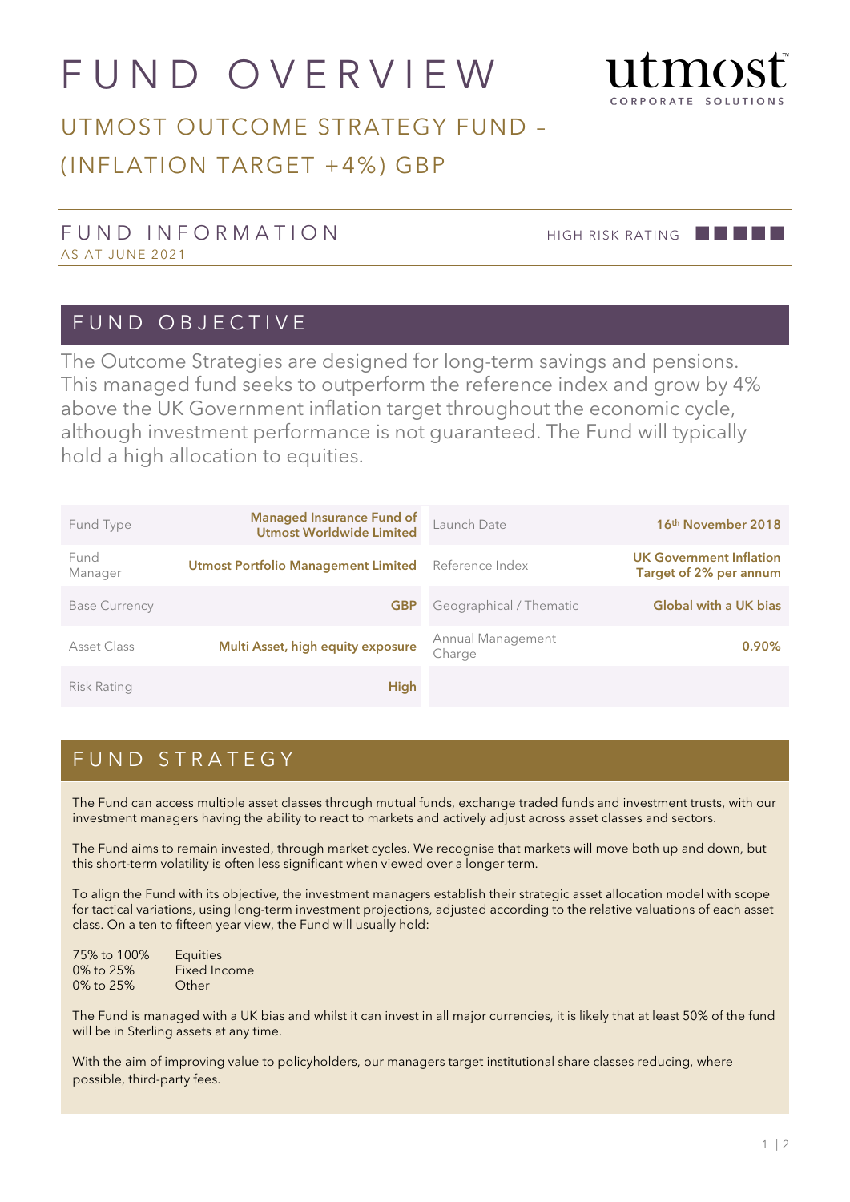# FUND OVERVIEW

utmost CORPORATE SOLUTIONS

## UTMOST OUTCOME STRATEGY FUND – (INFLATION TARGET +4%) GBP

### FUND INFORMATION

AS AT JUNE 2021

HIGH RISK RATING

## FUND OBJECTIVE

The Outcome Strategies are designed for long-term savings and pensions. This managed fund seeks to outperform the reference index and grow by 4% above the UK Government inflation target throughout the economic cycle, although investment performance is not guaranteed. The Fund will typically hold a high allocation to equities.

| | | | |
|---|---|---|---|
| Fund Type | **Managed Insurance Fund of Utmost Worldwide Limited** | Launch Date | **16th November 2018** |
| Fund Manager | **Utmost Portfolio Management Limited** | Reference Index | **UK Government Inflation Target of 2% per annum** |
| Base Currency | **GBP** | Geographical / Thematic | **Global with a UK bias** |
| Asset Class | **Multi Asset, high equity exposure** | Annual Management Charge | **0.90%** |
| Risk Rating | **High** | | |

## FUND STRATEGY

The Fund can access multiple asset classes through mutual funds, exchange traded funds and investment trusts, with our investment managers having the ability to react to markets and actively adjust across asset classes and sectors.

The Fund aims to remain invested, through market cycles. We recognise that markets will move both up and down, but this short-term volatility is often less significant when viewed over a longer term.

To align the Fund with its objective, the investment managers establish their strategic asset allocation model with scope for tactical variations, using long-term investment projections, adjusted according to the relative valuations of each asset class. On a ten to fifteen year view, the Fund will usually hold:

| | |
|---|---|
| 75% to 100% | Equities |
| 0% to 25% | Fixed Income |
| 0% to 25% | Other |

The Fund is managed with a UK bias and whilst it can invest in all major currencies, it is likely that at least 50% of the fund will be in Sterling assets at any time.

With the aim of improving value to policyholders, our managers target institutional share classes reducing, where possible, third-party fees.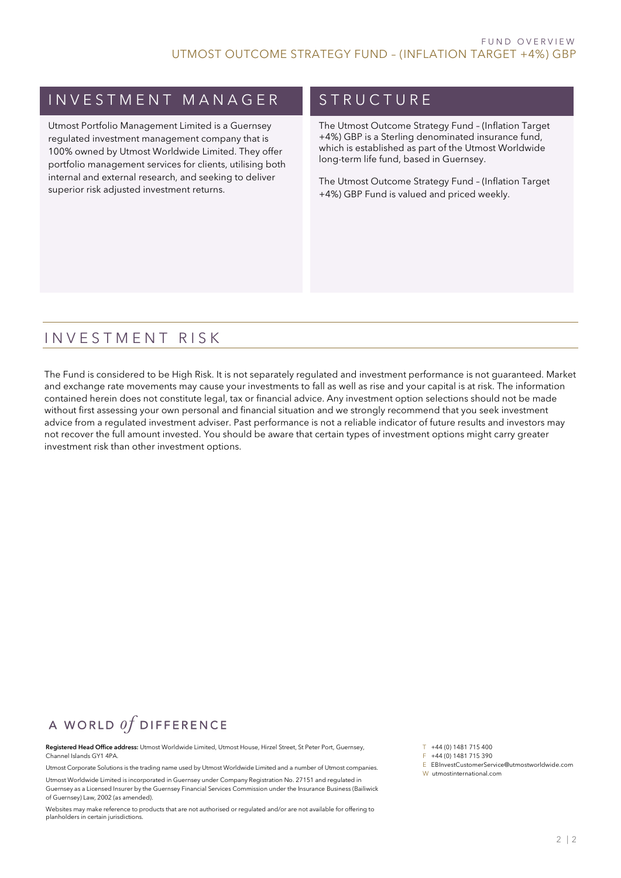## INVESTMENT MANAGER

Utmost Portfolio Management Limited is a Guernsey regulated investment management company that is 100% owned by Utmost Worldwide Limited. They offer portfolio management services for clients, utilising both internal and external research, and seeking to deliver superior risk adjusted investment returns.

## STRUCTURE

The Utmost Outcome Strategy Fund – (Inflation Target +4%) GBP is a Sterling denominated insurance fund, which is established as part of the Utmost Worldwide long-term life fund, based in Guernsey.

The Utmost Outcome Strategy Fund – (Inflation Target +4%) GBP Fund is valued and priced weekly.

## INVESTMENT RISK

The Fund is considered to be High Risk. It is not separately regulated and investment performance is not guaranteed. Market and exchange rate movements may cause your investments to fall as well as rise and your capital is at risk. The information contained herein does not constitute legal, tax or financial advice. Any investment option selections should not be made without first assessing your own personal and financial situation and we strongly recommend that you seek investment advice from a regulated investment adviser. Past performance is not a reliable indicator of future results and investors may not recover the full amount invested. You should be aware that certain types of investment options might carry greater investment risk than other investment options.

A WORLD *of* DIFFERENCE

**Registered Head Office address:** Utmost Worldwide Limited, Utmost House, Hirzel Street, St Peter Port, Guernsey, Channel Islands GY1 4PA.

Utmost Corporate Solutions is the trading name used by Utmost Worldwide Limited and a number of Utmost companies.

Utmost Worldwide Limited is incorporated in Guernsey under Company Registration No. 27151 and regulated in Guernsey as a Licensed Insurer by the Guernsey Financial Services Commission under the Insurance Business (Bailiwick of Guernsey) Law, 2002 (as amended).

Websites may make reference to products that are not authorised or regulated and/or are not available for offering to planholders in certain jurisdictions.

T +44 (0) 1481 715 400
F +44 (0) 1481 715 390
E EBInvestCustomerService@utmostworldwide.com
W utmostinternational.com